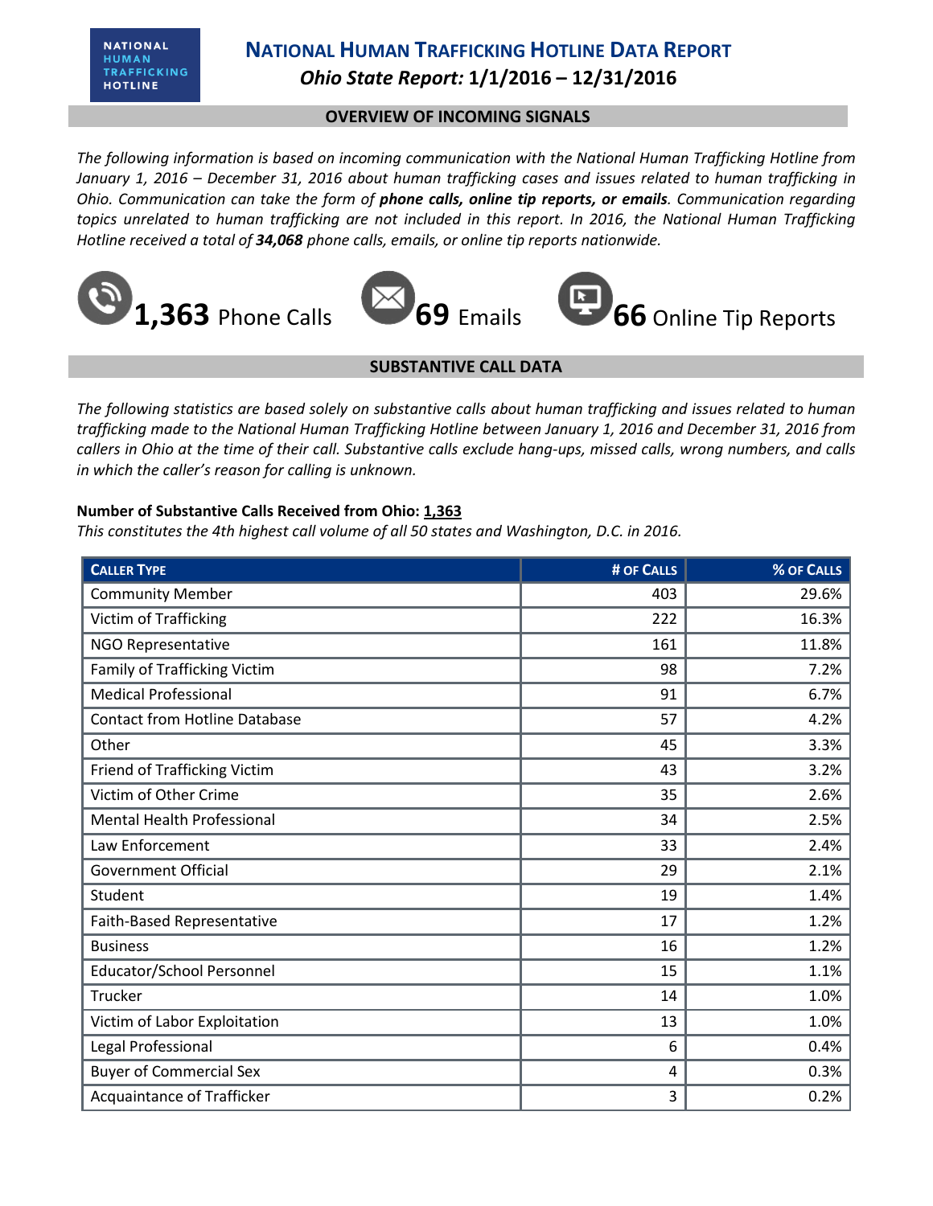NATIONAL HUMAN TRAFFICKING HOTLINE

# NATIONAL HUMAN TRAFFICKING HOTLINE DATA REPORT

## *Ohio State Report:* 1/1/2016 – 12/31/2016

### OVERVIEW OF INCOMING SIGNALS

*The following information is based on incoming communication with the National Human Trafficking Hotline from January 1, 2016 – December 31, 2016 about human trafficking cases and issues related to human trafficking in Ohio. Communication can take the form of **phone calls, online tip reports, or emails**. Communication regarding topics unrelated to human trafficking are not included in this report. In 2016, the National Human Trafficking Hotline received a total of **34,068** phone calls, emails, or online tip reports nationwide.*

**1,363** Phone Calls **69** Emails **66** Online Tip Reports

### SUBSTANTIVE CALL DATA

*The following statistics are based solely on substantive calls about human trafficking and issues related to human trafficking made to the National Human Trafficking Hotline between January 1, 2016 and December 31, 2016 from callers in Ohio at the time of their call. Substantive calls exclude hang-ups, missed calls, wrong numbers, and calls in which the caller's reason for calling is unknown.*

**Number of Substantive Calls Received from Ohio: 1,363**

*This constitutes the 4th highest call volume of all 50 states and Washington, D.C. in 2016.*

| CALLER TYPE | # OF CALLS | % OF CALLS |
|---|---|---|
| Community Member | 403 | 29.6% |
| Victim of Trafficking | 222 | 16.3% |
| NGO Representative | 161 | 11.8% |
| Family of Trafficking Victim | 98 | 7.2% |
| Medical Professional | 91 | 6.7% |
| Contact from Hotline Database | 57 | 4.2% |
| Other | 45 | 3.3% |
| Friend of Trafficking Victim | 43 | 3.2% |
| Victim of Other Crime | 35 | 2.6% |
| Mental Health Professional | 34 | 2.5% |
| Law Enforcement | 33 | 2.4% |
| Government Official | 29 | 2.1% |
| Student | 19 | 1.4% |
| Faith-Based Representative | 17 | 1.2% |
| Business | 16 | 1.2% |
| Educator/School Personnel | 15 | 1.1% |
| Trucker | 14 | 1.0% |
| Victim of Labor Exploitation | 13 | 1.0% |
| Legal Professional | 6 | 0.4% |
| Buyer of Commercial Sex | 4 | 0.3% |
| Acquaintance of Trafficker | 3 | 0.2% |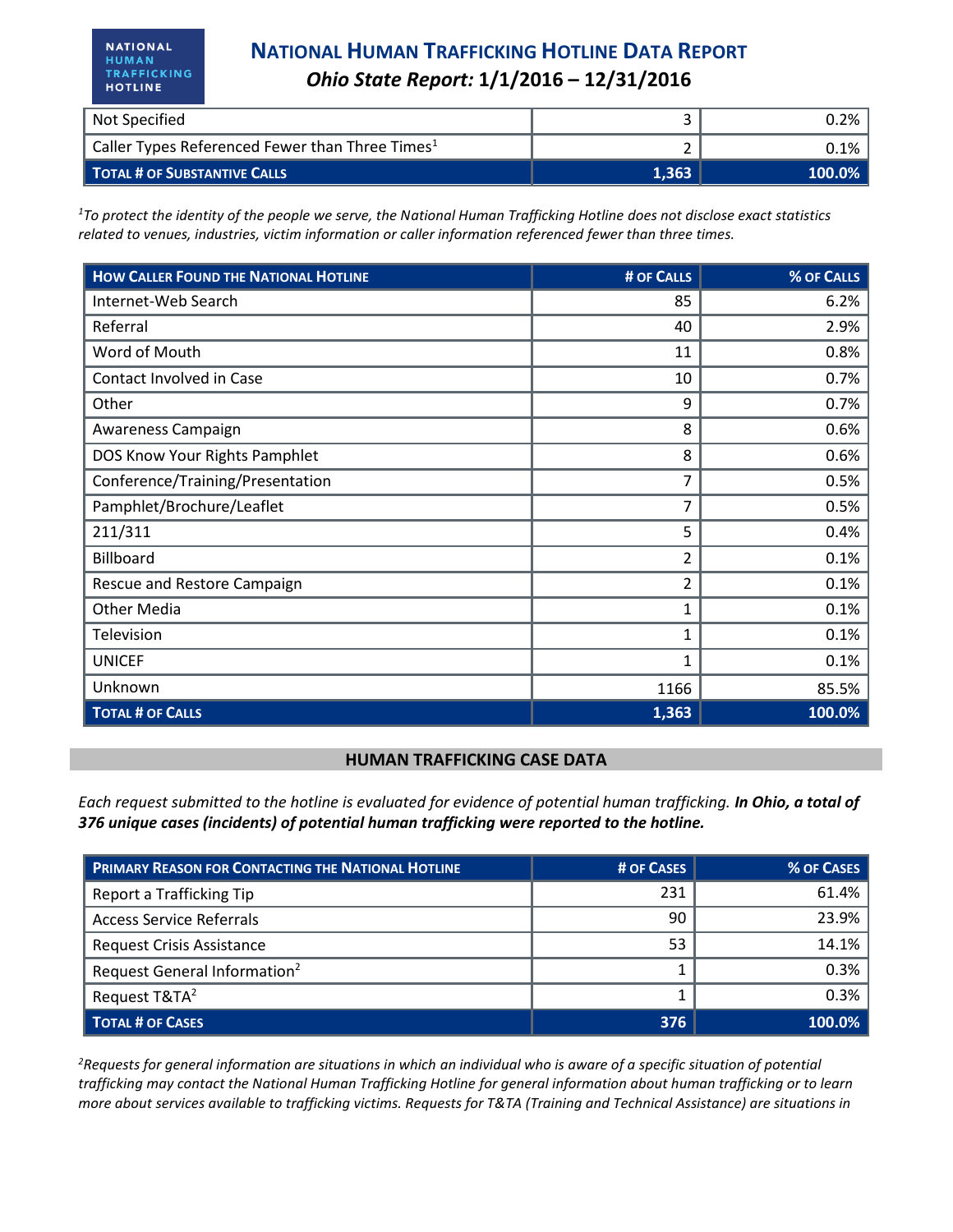| Not Specified | 3 | 0.2% |
|---|---|---|
| Caller Types Referenced Fewer than Three Times[1] | 2 | 0.1% |
| **Total # of Substantive Calls** | **1,363** | **100.0%** |

*[1]To protect the identity of the people we serve, the National Human Trafficking Hotline does not disclose exact statistics related to venues, industries, victim information or caller information referenced fewer than three times.*

| How Caller Found the National Hotline | # of Calls | % of Calls |
|---|---|---|
| Internet-Web Search | 85 | 6.2% |
| Referral | 40 | 2.9% |
| Word of Mouth | 11 | 0.8% |
| Contact Involved in Case | 10 | 0.7% |
| Other | 9 | 0.7% |
| Awareness Campaign | 8 | 0.6% |
| DOS Know Your Rights Pamphlet | 8 | 0.6% |
| Conference/Training/Presentation | 7 | 0.5% |
| Pamphlet/Brochure/Leaflet | 7 | 0.5% |
| 211/311 | 5 | 0.4% |
| Billboard | 2 | 0.1% |
| Rescue and Restore Campaign | 2 | 0.1% |
| Other Media | 1 | 0.1% |
| Television | 1 | 0.1% |
| UNICEF | 1 | 0.1% |
| Unknown | 1166 | 85.5% |
| **Total # of Calls** | **1,363** | **100.0%** |

## HUMAN TRAFFICKING CASE DATA

*Each request submitted to the hotline is evaluated for evidence of potential human trafficking.* ***In Ohio, a total of 376 unique cases (incidents) of potential human trafficking were reported to the hotline.***

| Primary Reason for Contacting the National Hotline | # of Cases | % of Cases |
|---|---|---|
| Report a Trafficking Tip | 231 | 61.4% |
| Access Service Referrals | 90 | 23.9% |
| Request Crisis Assistance | 53 | 14.1% |
| Request General Information[2] | 1 | 0.3% |
| Request T&TA[2] | 1 | 0.3% |
| **Total # of Cases** | **376** | **100.0%** |

*[2]Requests for general information are situations in which an individual who is aware of a specific situation of potential trafficking may contact the National Human Trafficking Hotline for general information about human trafficking or to learn more about services available to trafficking victims. Requests for T&TA (Training and Technical Assistance) are situations in*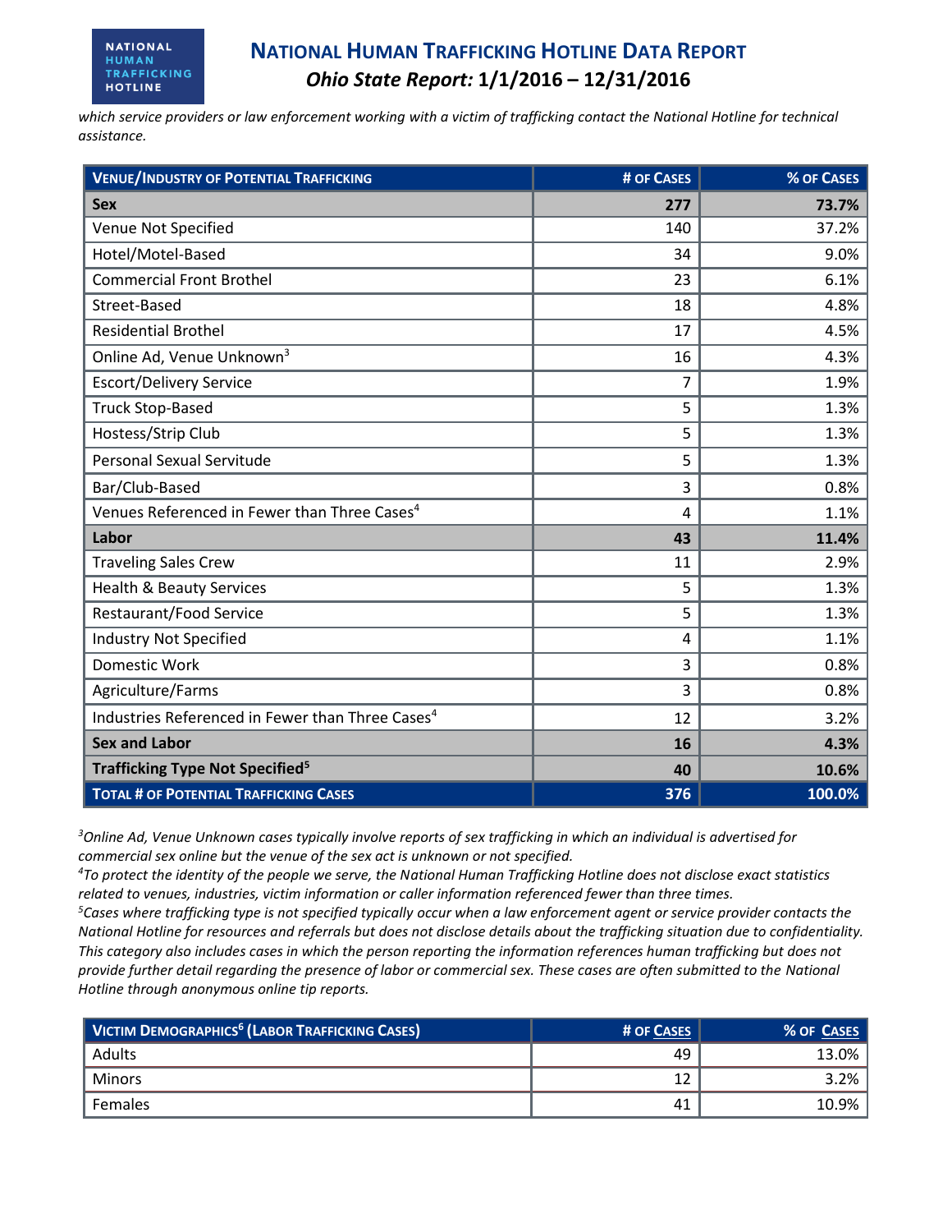*which service providers or law enforcement working with a victim of trafficking contact the National Hotline for technical assistance.*

| Venue/Industry of Potential Trafficking | # of Cases | % of Cases |
|---|---|---|
| **Sex** | **277** | **73.7%** |
| Venue Not Specified | 140 | 37.2% |
| Hotel/Motel-Based | 34 | 9.0% |
| Commercial Front Brothel | 23 | 6.1% |
| Street-Based | 18 | 4.8% |
| Residential Brothel | 17 | 4.5% |
| Online Ad, Venue Unknown[3] | 16 | 4.3% |
| Escort/Delivery Service | 7 | 1.9% |
| Truck Stop-Based | 5 | 1.3% |
| Hostess/Strip Club | 5 | 1.3% |
| Personal Sexual Servitude | 5 | 1.3% |
| Bar/Club-Based | 3 | 0.8% |
| Venues Referenced in Fewer than Three Cases[4] | 4 | 1.1% |
| **Labor** | **43** | **11.4%** |
| Traveling Sales Crew | 11 | 2.9% |
| Health & Beauty Services | 5 | 1.3% |
| Restaurant/Food Service | 5 | 1.3% |
| Industry Not Specified | 4 | 1.1% |
| Domestic Work | 3 | 0.8% |
| Agriculture/Farms | 3 | 0.8% |
| Industries Referenced in Fewer than Three Cases[4] | 12 | 3.2% |
| **Sex and Labor** | **16** | **4.3%** |
| **Trafficking Type Not Specified[5]** | **40** | **10.6%** |
| **Total # of Potential Trafficking Cases** | **376** | **100.0%** |

*[3]Online Ad, Venue Unknown cases typically involve reports of sex trafficking in which an individual is advertised for commercial sex online but the venue of the sex act is unknown or not specified.*
*[4]To protect the identity of the people we serve, the National Human Trafficking Hotline does not disclose exact statistics related to venues, industries, victim information or caller information referenced fewer than three times.*
*[5]Cases where trafficking type is not specified typically occur when a law enforcement agent or service provider contacts the National Hotline for resources and referrals but does not disclose details about the trafficking situation due to confidentiality. This category also includes cases in which the person reporting the information references human trafficking but does not provide further detail regarding the presence of labor or commercial sex. These cases are often submitted to the National Hotline through anonymous online tip reports.*

| Victim Demographics[6] (Labor Trafficking Cases) | # of Cases | % of Cases |
|---|---|---|
| Adults | 49 | 13.0% |
| Minors | 12 | 3.2% |
| Females | 41 | 10.9% |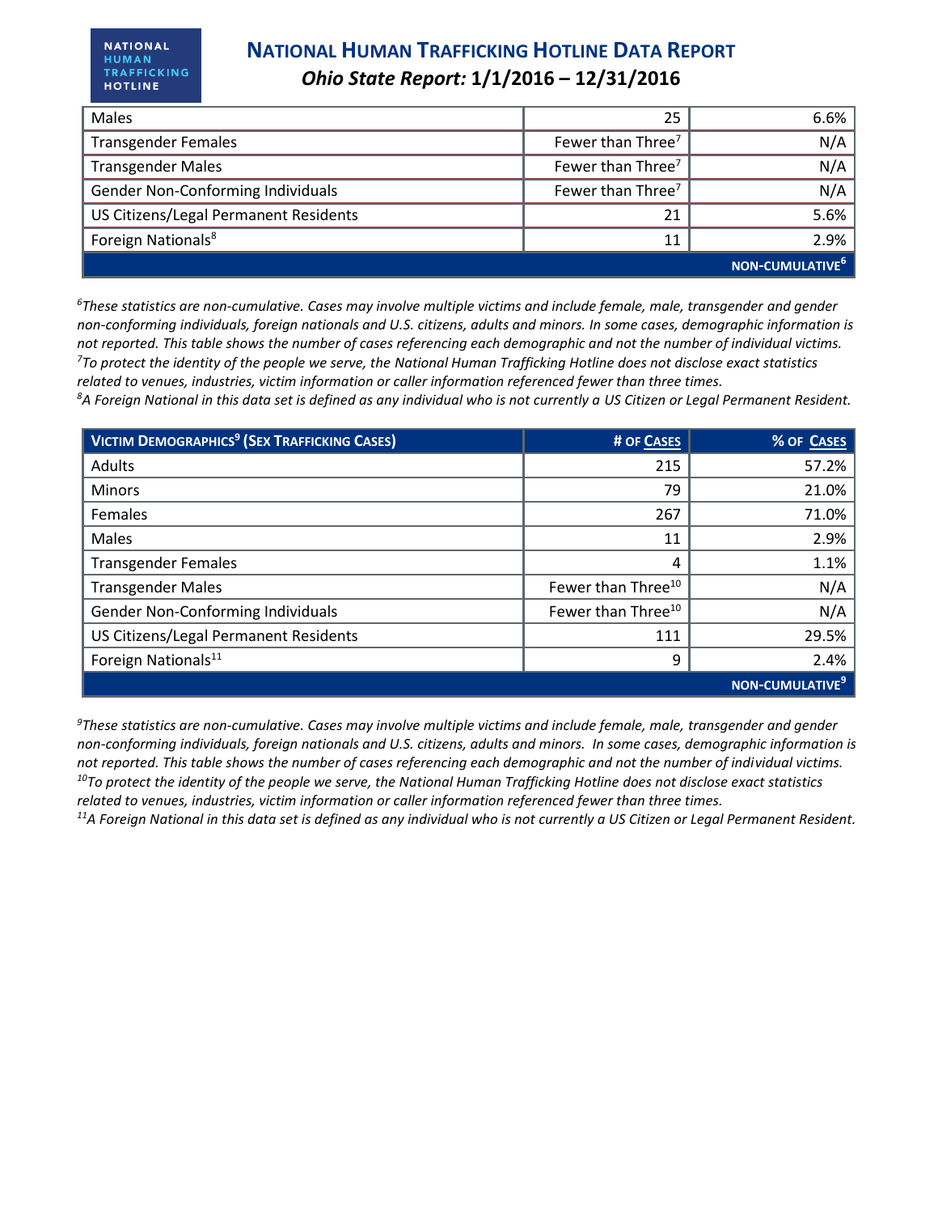| | | |
|---|---|---|
| Males | 25 | 6.6% |
| Transgender Females | Fewer than Three[7] | N/A |
| Transgender Males | Fewer than Three[7] | N/A |
| Gender Non-Conforming Individuals | Fewer than Three[7] | N/A |
| US Citizens/Legal Permanent Residents | 21 | 5.6% |
| Foreign Nationals[8] | 11 | 2.9% |
| | | NON-CUMULATIVE[6] |

*[6]These statistics are non-cumulative. Cases may involve multiple victims and include female, male, transgender and gender non-conforming individuals, foreign nationals and U.S. citizens, adults and minors. In some cases, demographic information is not reported. This table shows the number of cases referencing each demographic and not the number of individual victims.*
*[7]To protect the identity of the people we serve, the National Human Trafficking Hotline does not disclose exact statistics related to venues, industries, victim information or caller information referenced fewer than three times.*
*[8]A Foreign National in this data set is defined as any individual who is not currently a US Citizen or Legal Permanent Resident.*

| VICTIM DEMOGRAPHICS[9] (SEX TRAFFICKING CASES) | # OF CASES | % OF CASES |
|---|---|---|
| Adults | 215 | 57.2% |
| Minors | 79 | 21.0% |
| Females | 267 | 71.0% |
| Males | 11 | 2.9% |
| Transgender Females | 4 | 1.1% |
| Transgender Males | Fewer than Three[10] | N/A |
| Gender Non-Conforming Individuals | Fewer than Three[10] | N/A |
| US Citizens/Legal Permanent Residents | 111 | 29.5% |
| Foreign Nationals[11] | 9 | 2.4% |
| | | NON-CUMULATIVE[9] |

*[9]These statistics are non-cumulative. Cases may involve multiple victims and include female, male, transgender and gender non-conforming individuals, foreign nationals and U.S. citizens, adults and minors. In some cases, demographic information is not reported. This table shows the number of cases referencing each demographic and not the number of individual victims.*
*[10]To protect the identity of the people we serve, the National Human Trafficking Hotline does not disclose exact statistics related to venues, industries, victim information or caller information referenced fewer than three times.*
*[11]A Foreign National in this data set is defined as any individual who is not currently a US Citizen or Legal Permanent Resident.*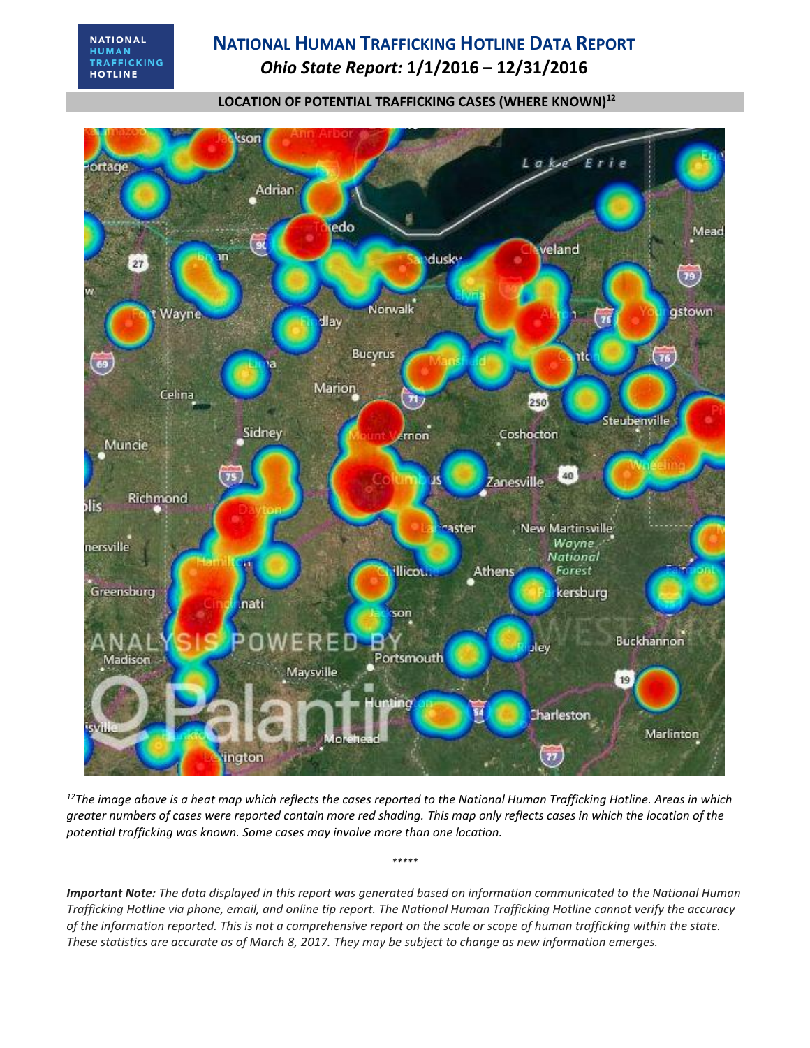**NATIONAL HUMAN TRAFFICKING HOTLINE**

# NATIONAL HUMAN TRAFFICKING HOTLINE DATA REPORT

## *Ohio State Report:* 1/1/2016 – 12/31/2016

### LOCATION OF POTENTIAL TRAFFICKING CASES (WHERE KNOWN)[12]

*[12]The image above is a heat map which reflects the cases reported to the National Human Trafficking Hotline. Areas in which greater numbers of cases were reported contain more red shading. This map only reflects cases in which the location of the potential trafficking was known. Some cases may involve more than one location.*

\*\*\*\*\*

***Important Note:*** *The data displayed in this report was generated based on information communicated to the National Human Trafficking Hotline via phone, email, and online tip report. The National Human Trafficking Hotline cannot verify the accuracy of the information reported. This is not a comprehensive report on the scale or scope of human trafficking within the state. These statistics are accurate as of March 8, 2017. They may be subject to change as new information emerges.*